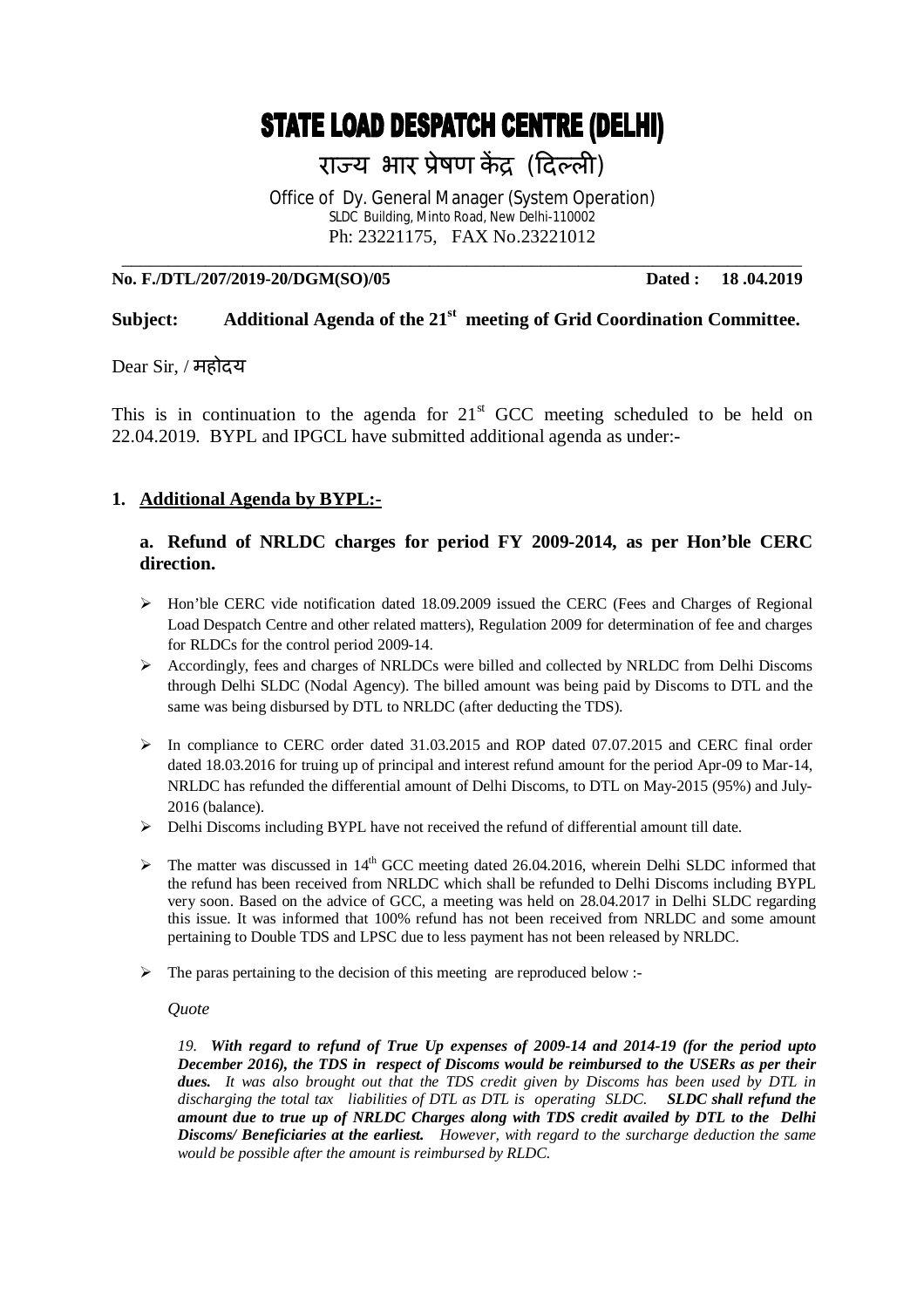# STATE LOAD DESPATCH CENTRE (DELHI)

## राज्य भार प्रेषण केंद्र (दिल्ली)

Office of Dy. General Manager (System Operation)
SLDC Building, Minto Road, New Delhi-110002
Ph: 23221175, FAX No.23221012

**No. F./DTL/207/2019-20/DGM(SO)/05** **Dated : 18 .04.2019**

**Subject: Additional Agenda of the 21st meeting of Grid Coordination Committee.**

Dear Sir, / महोदय

This is in continuation to the agenda for 21st GCC meeting scheduled to be held on 22.04.2019. BYPL and IPGCL have submitted additional agenda as under:-

1. **Additional Agenda by BYPL:-**

**a. Refund of NRLDC charges for period FY 2009-2014, as per Hon'ble CERC direction.**

- Hon'ble CERC vide notification dated 18.09.2009 issued the CERC (Fees and Charges of Regional Load Despatch Centre and other related matters), Regulation 2009 for determination of fee and charges for RLDCs for the control period 2009-14.
- Accordingly, fees and charges of NRLDCs were billed and collected by NRLDC from Delhi Discoms through Delhi SLDC (Nodal Agency). The billed amount was being paid by Discoms to DTL and the same was being disbursed by DTL to NRLDC (after deducting the TDS).
- In compliance to CERC order dated 31.03.2015 and ROP dated 07.07.2015 and CERC final order dated 18.03.2016 for truing up of principal and interest refund amount for the period Apr-09 to Mar-14, NRLDC has refunded the differential amount of Delhi Discoms, to DTL on May-2015 (95%) and July-2016 (balance).
- Delhi Discoms including BYPL have not received the refund of differential amount till date.
- The matter was discussed in 14th GCC meeting dated 26.04.2016, wherein Delhi SLDC informed that the refund has been received from NRLDC which shall be refunded to Delhi Discoms including BYPL very soon. Based on the advice of GCC, a meeting was held on 28.04.2017 in Delhi SLDC regarding this issue. It was informed that 100% refund has not been received from NRLDC and some amount pertaining to Double TDS and LPSC due to less payment has not been released by NRLDC.
- The paras pertaining to the decision of this meeting are reproduced below :-

*Quote*

*19. **With regard to refund of True Up expenses of 2009-14 and 2014-19 (for the period upto December 2016), the TDS in respect of Discoms would be reimbursed to the USERs as per their dues.** It was also brought out that the TDS credit given by Discoms has been used by DTL in discharging the total tax liabilities of DTL as DTL is operating SLDC. **SLDC shall refund the amount due to true up of NRLDC Charges along with TDS credit availed by DTL to the Delhi Discoms/ Beneficiaries at the earliest.** However, with regard to the surcharge deduction the same would be possible after the amount is reimbursed by RLDC.*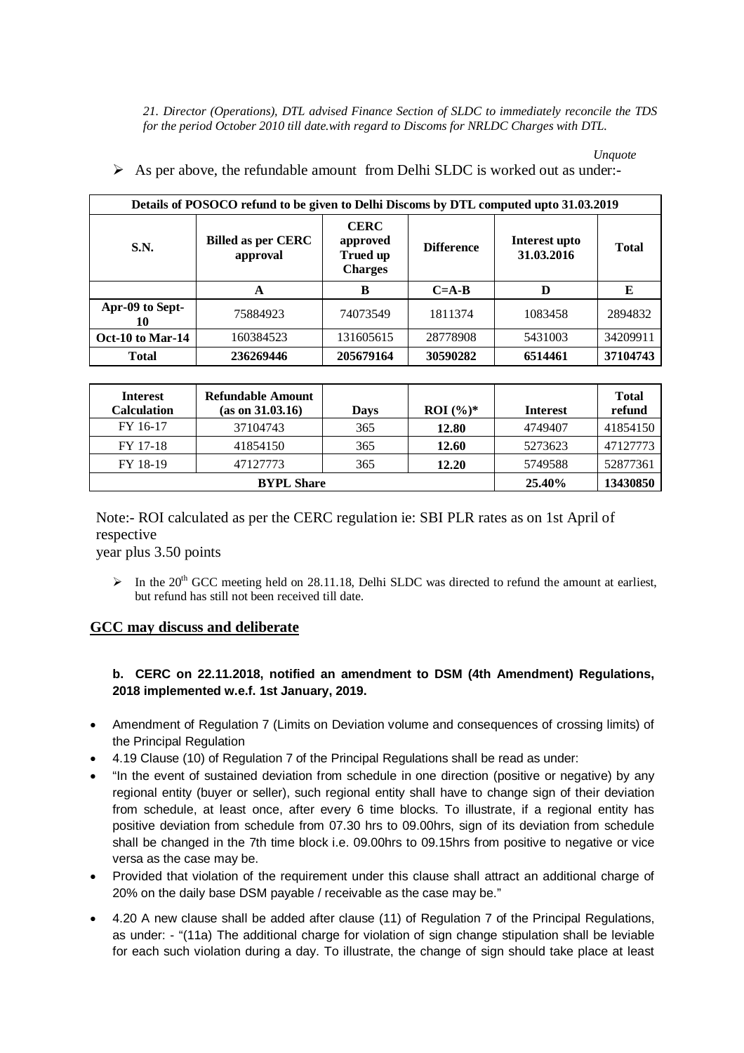*21. Director (Operations), DTL advised Finance Section of SLDC to immediately reconcile the TDS for the period October 2010 till date.with regard to Discoms for NRLDC Charges with DTL.*

*Unquote*

- As per above, the refundable amount from Delhi SLDC is worked out as under:-

| Details of POSOCO refund to be given to Delhi Discoms by DTL computed upto 31.03.2019 | | | | | |
|---|---|---|---|---|---|
| **S.N.** | **Billed as per CERC approval** | **CERC approved Trued up Charges** | **Difference** | **Interest upto 31.03.2016** | **Total** |
| | **A** | **B** | **C=A-B** | **D** | **E** |
| **Apr-09 to Sept-10** | 75884923 | 74073549 | 1811374 | 1083458 | 2894832 |
| **Oct-10 to Mar-14** | 160384523 | 131605615 | 28778908 | 5431003 | 34209911 |
| **Total** | **236269446** | **205679164** | **30590282** | **6514461** | **37104743** |

| **Interest Calculation** | **Refundable Amount (as on 31.03.16)** | **Days** | **ROI (%)*** | **Interest** | **Total refund** |
|---|---|---|---|---|---|
| FY 16-17 | 37104743 | 365 | **12.80** | 4749407 | 41854150 |
| FY 17-18 | 41854150 | 365 | **12.60** | 5273623 | 47127773 |
| FY 18-19 | 47127773 | 365 | **12.20** | 5749588 | 52877361 |
| **BYPL Share** | | | | **25.40%** | **13430850** |

Note:- ROI calculated as per the CERC regulation ie: SBI PLR rates as on 1st April of respective
year plus 3.50 points

- In the 20th GCC meeting held on 28.11.18, Delhi SLDC was directed to refund the amount at earliest, but refund has still not been received till date.

## GCC may discuss and deliberate

**b. CERC on 22.11.2018, notified an amendment to DSM (4th Amendment) Regulations, 2018 implemented w.e.f. 1st January, 2019.**

- Amendment of Regulation 7 (Limits on Deviation volume and consequences of crossing limits) of the Principal Regulation
- 4.19 Clause (10) of Regulation 7 of the Principal Regulations shall be read as under:
- "In the event of sustained deviation from schedule in one direction (positive or negative) by any regional entity (buyer or seller), such regional entity shall have to change sign of their deviation from schedule, at least once, after every 6 time blocks. To illustrate, if a regional entity has positive deviation from schedule from 07.30 hrs to 09.00hrs, sign of its deviation from schedule shall be changed in the 7th time block i.e. 09.00hrs to 09.15hrs from positive to negative or vice versa as the case may be.
- Provided that violation of the requirement under this clause shall attract an additional charge of 20% on the daily base DSM payable / receivable as the case may be."
- 4.20 A new clause shall be added after clause (11) of Regulation 7 of the Principal Regulations, as under: - "(11a) The additional charge for violation of sign change stipulation shall be leviable for each such violation during a day. To illustrate, the change of sign should take place at least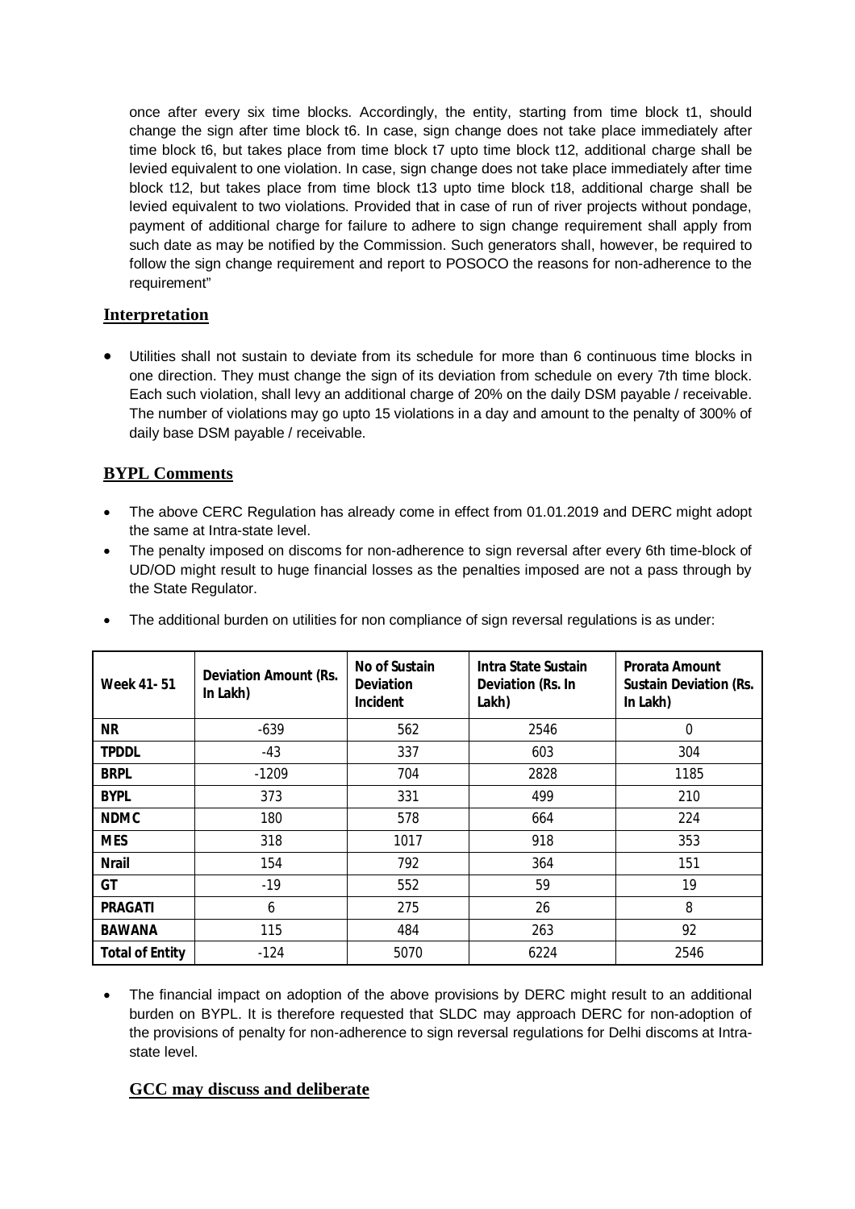once after every six time blocks. Accordingly, the entity, starting from time block t1, should change the sign after time block t6. In case, sign change does not take place immediately after time block t6, but takes place from time block t7 upto time block t12, additional charge shall be levied equivalent to one violation. In case, sign change does not take place immediately after time block t12, but takes place from time block t13 upto time block t18, additional charge shall be levied equivalent to two violations. Provided that in case of run of river projects without pondage, payment of additional charge for failure to adhere to sign change requirement shall apply from such date as may be notified by the Commission. Such generators shall, however, be required to follow the sign change requirement and report to POSOCO the reasons for non-adherence to the requirement"

## Interpretation

- Utilities shall not sustain to deviate from its schedule for more than 6 continuous time blocks in one direction. They must change the sign of its deviation from schedule on every 7th time block. Each such violation, shall levy an additional charge of 20% on the daily DSM payable / receivable. The number of violations may go upto 15 violations in a day and amount to the penalty of 300% of daily base DSM payable / receivable.

## BYPL Comments

- The above CERC Regulation has already come in effect from 01.01.2019 and DERC might adopt the same at Intra-state level.
- The penalty imposed on discoms for non-adherence to sign reversal after every 6th time-block of UD/OD might result to huge financial losses as the penalties imposed are not a pass through by the State Regulator.
- The additional burden on utilities for non compliance of sign reversal regulations is as under:

| Week 41- 51 | Deviation Amount (Rs. In Lakh) | No of Sustain Deviation Incident | Intra State Sustain Deviation (Rs. In Lakh) | Prorata Amount Sustain Deviation (Rs. In Lakh) |
|---|---|---|---|---|
| **NR** | -639 | 562 | 2546 | 0 |
| **TPDDL** | -43 | 337 | 603 | 304 |
| **BRPL** | -1209 | 704 | 2828 | 1185 |
| **BYPL** | 373 | 331 | 499 | 210 |
| **NDMC** | 180 | 578 | 664 | 224 |
| **MES** | 318 | 1017 | 918 | 353 |
| **Nrail** | 154 | 792 | 364 | 151 |
| **GT** | -19 | 552 | 59 | 19 |
| **PRAGATI** | 6 | 275 | 26 | 8 |
| **BAWANA** | 115 | 484 | 263 | 92 |
| **Total of Entity** | -124 | 5070 | 6224 | 2546 |

- The financial impact on adoption of the above provisions by DERC might result to an additional burden on BYPL. It is therefore requested that SLDC may approach DERC for non-adoption of the provisions of penalty for non-adherence to sign reversal regulations for Delhi discoms at Intra-state level.

## GCC may discuss and deliberate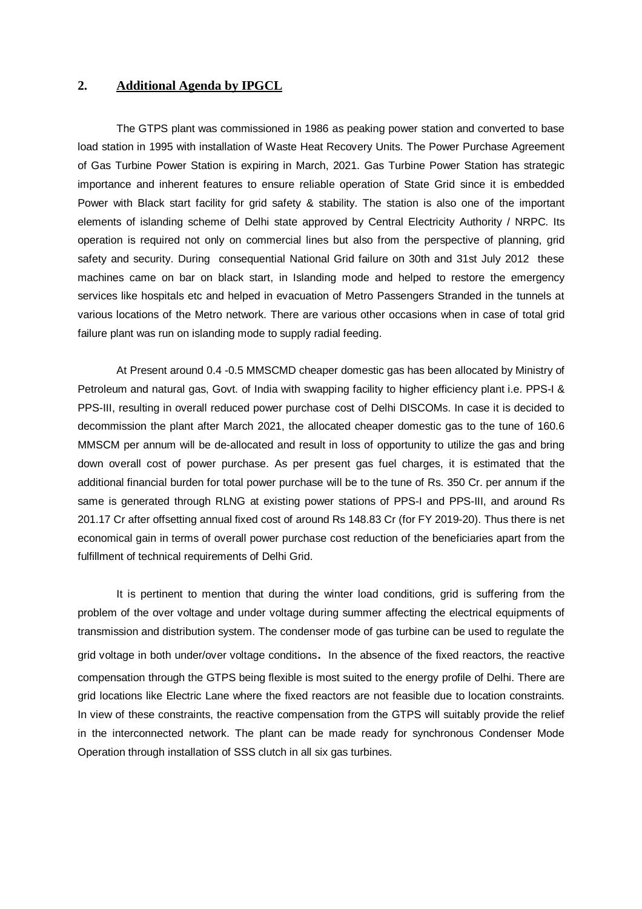## 2. Additional Agenda by IPGCL

The GTPS plant was commissioned in 1986 as peaking power station and converted to base load station in 1995 with installation of Waste Heat Recovery Units. The Power Purchase Agreement of Gas Turbine Power Station is expiring in March, 2021. Gas Turbine Power Station has strategic importance and inherent features to ensure reliable operation of State Grid since it is embedded Power with Black start facility for grid safety & stability. The station is also one of the important elements of islanding scheme of Delhi state approved by Central Electricity Authority / NRPC. Its operation is required not only on commercial lines but also from the perspective of planning, grid safety and security. During consequential National Grid failure on 30th and 31st July 2012 these machines came on bar on black start, in Islanding mode and helped to restore the emergency services like hospitals etc and helped in evacuation of Metro Passengers Stranded in the tunnels at various locations of the Metro network. There are various other occasions when in case of total grid failure plant was run on islanding mode to supply radial feeding.

At Present around 0.4 -0.5 MMSCMD cheaper domestic gas has been allocated by Ministry of Petroleum and natural gas, Govt. of India with swapping facility to higher efficiency plant i.e. PPS-I & PPS-III, resulting in overall reduced power purchase cost of Delhi DISCOMs. In case it is decided to decommission the plant after March 2021, the allocated cheaper domestic gas to the tune of 160.6 MMSCM per annum will be de-allocated and result in loss of opportunity to utilize the gas and bring down overall cost of power purchase. As per present gas fuel charges, it is estimated that the additional financial burden for total power purchase will be to the tune of Rs. 350 Cr. per annum if the same is generated through RLNG at existing power stations of PPS-I and PPS-III, and around Rs 201.17 Cr after offsetting annual fixed cost of around Rs 148.83 Cr (for FY 2019-20). Thus there is net economical gain in terms of overall power purchase cost reduction of the beneficiaries apart from the fulfillment of technical requirements of Delhi Grid.

It is pertinent to mention that during the winter load conditions, grid is suffering from the problem of the over voltage and under voltage during summer affecting the electrical equipments of transmission and distribution system. The condenser mode of gas turbine can be used to regulate the grid voltage in both under/over voltage conditions. In the absence of the fixed reactors, the reactive compensation through the GTPS being flexible is most suited to the energy profile of Delhi. There are grid locations like Electric Lane where the fixed reactors are not feasible due to location constraints. In view of these constraints, the reactive compensation from the GTPS will suitably provide the relief in the interconnected network. The plant can be made ready for synchronous Condenser Mode Operation through installation of SSS clutch in all six gas turbines.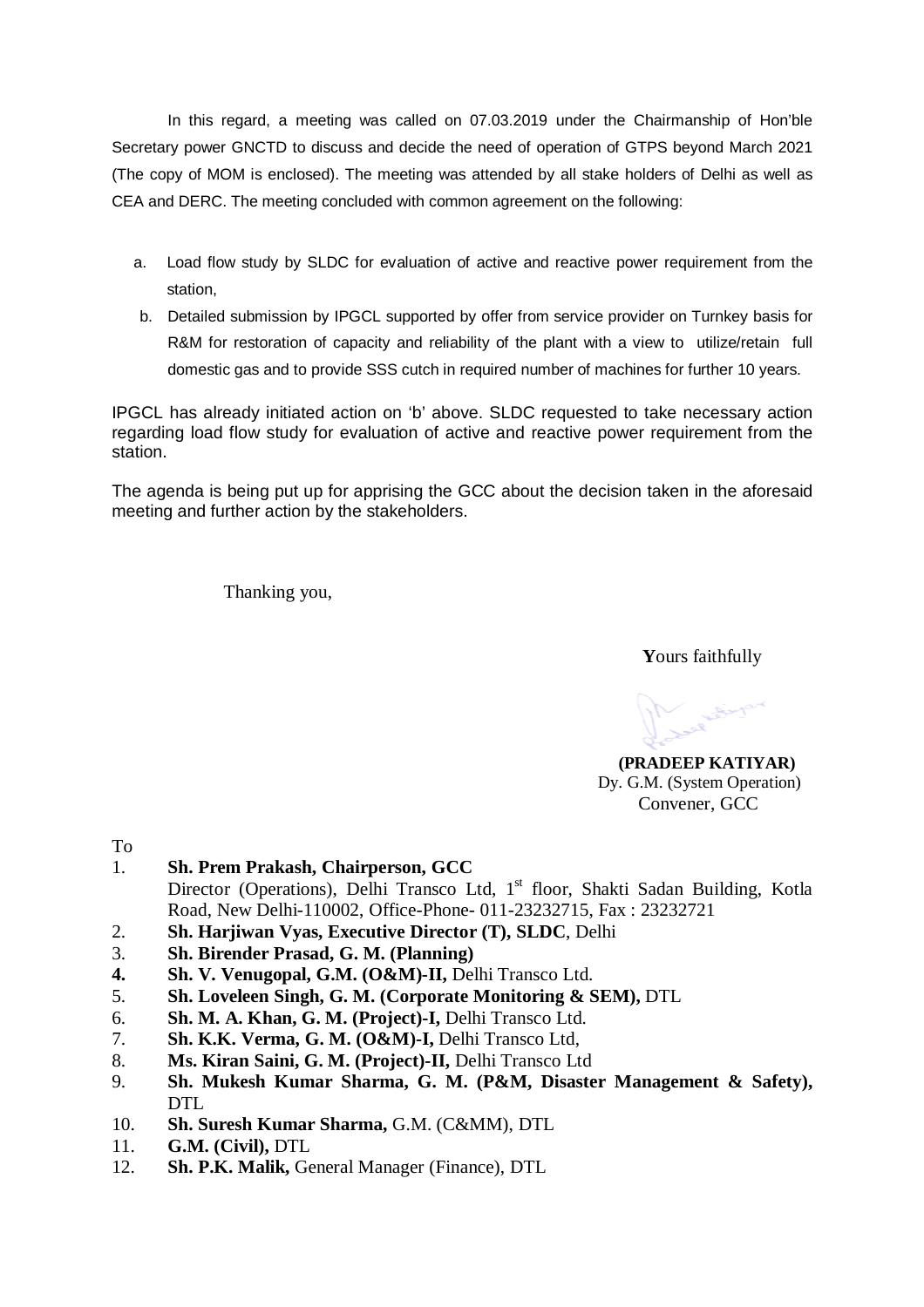In this regard, a meeting was called on 07.03.2019 under the Chairmanship of Hon'ble Secretary power GNCTD to discuss and decide the need of operation of GTPS beyond March 2021 (The copy of MOM is enclosed). The meeting was attended by all stake holders of Delhi as well as CEA and DERC. The meeting concluded with common agreement on the following:

a. Load flow study by SLDC for evaluation of active and reactive power requirement from the station,

b. Detailed submission by IPGCL supported by offer from service provider on Turnkey basis for R&M for restoration of capacity and reliability of the plant with a view to utilize/retain full domestic gas and to provide SSS cutch in required number of machines for further 10 years.

IPGCL has already initiated action on 'b' above. SLDC requested to take necessary action regarding load flow study for evaluation of active and reactive power requirement from the station.

The agenda is being put up for apprising the GCC about the decision taken in the aforesaid meeting and further action by the stakeholders.

Thanking you,

**Y**ours faithfully

**(PRADEEP KATIYAR)**
Dy. G.M. (System Operation)
Convener, GCC

To

1. **Sh. Prem Prakash, Chairperson, GCC**
   Director (Operations), Delhi Transco Ltd, 1st floor, Shakti Sadan Building, Kotla Road, New Delhi-110002, Office-Phone- 011-23232715, Fax : 23232721
2. **Sh. Harjiwan Vyas, Executive Director (T), SLDC**, Delhi
3. **Sh. Birender Prasad, G. M. (Planning)**
4. **Sh. V. Venugopal, G.M. (O&M)-II,** Delhi Transco Ltd.
5. **Sh. Loveleen Singh, G. M. (Corporate Monitoring & SEM),** DTL
6. **Sh. M. A. Khan, G. M. (Project)-I,** Delhi Transco Ltd.
7. **Sh. K.K. Verma, G. M. (O&M)-I,** Delhi Transco Ltd,
8. **Ms. Kiran Saini, G. M. (Project)-II,** Delhi Transco Ltd
9. **Sh. Mukesh Kumar Sharma, G. M. (P&M, Disaster Management & Safety),** DTL
10. **Sh. Suresh Kumar Sharma,** G.M. (C&MM), DTL
11. **G.M. (Civil),** DTL
12. **Sh. P.K. Malik,** General Manager (Finance), DTL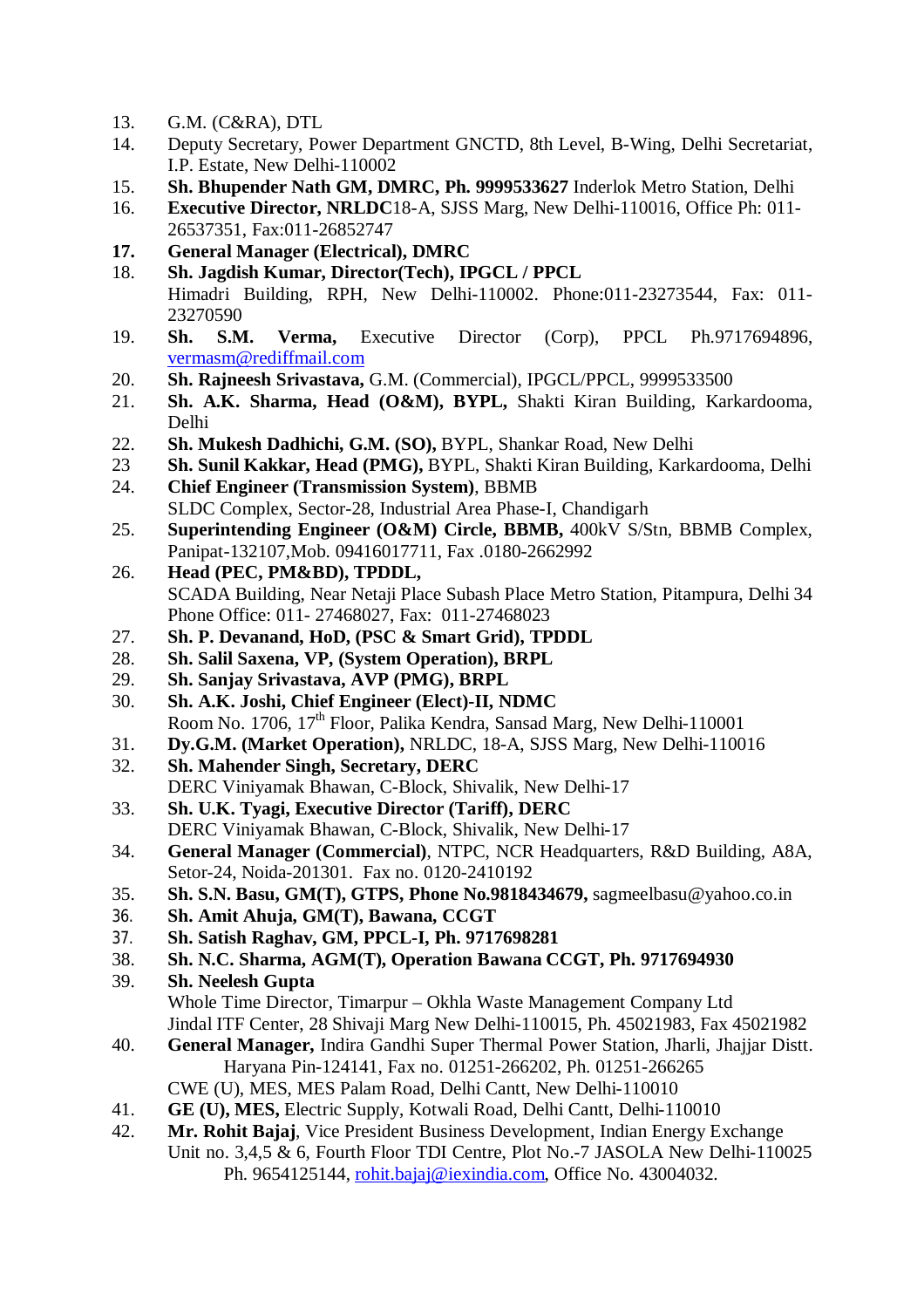13. G.M. (C&RA), DTL
14. Deputy Secretary, Power Department GNCTD, 8th Level, B-Wing, Delhi Secretariat, I.P. Estate, New Delhi-110002
15. **Sh. Bhupender Nath GM, DMRC, Ph. 9999533627** Inderlok Metro Station, Delhi
16. **Executive Director, NRLDC**18-A, SJSS Marg, New Delhi-110016, Office Ph: 011-26537351, Fax:011-26852747
17. **General Manager (Electrical), DMRC**
18. **Sh. Jagdish Kumar, Director(Tech), IPGCL / PPCL**
    Himadri Building, RPH, New Delhi-110002. Phone:011-23273544, Fax: 011-23270590
19. **Sh. S.M. Verma,** Executive Director (Corp), PPCL Ph.9717694896, vermasm@rediffmail.com
20. **Sh. Rajneesh Srivastava,** G.M. (Commercial), IPGCL/PPCL, 9999533500
21. **Sh. A.K. Sharma, Head (O&M), BYPL,** Shakti Kiran Building, Karkardooma, Delhi
22. **Sh. Mukesh Dadhichi, G.M. (SO),** BYPL, Shankar Road, New Delhi
23. **Sh. Sunil Kakkar, Head (PMG),** BYPL, Shakti Kiran Building, Karkardooma, Delhi
24. **Chief Engineer (Transmission System)**, BBMB
    SLDC Complex, Sector-28, Industrial Area Phase-I, Chandigarh
25. **Superintending Engineer (O&M) Circle, BBMB,** 400kV S/Stn, BBMB Complex, Panipat-132107,Mob. 09416017711, Fax .0180-2662992
26. **Head (PEC, PM&BD), TPDDL,**
    SCADA Building, Near Netaji Place Subash Place Metro Station, Pitampura, Delhi 34
    Phone Office: 011- 27468027, Fax: 011-27468023
27. **Sh. P. Devanand, HoD, (PSC & Smart Grid), TPDDL**
28. **Sh. Salil Saxena, VP, (System Operation), BRPL**
29. **Sh. Sanjay Srivastava, AVP (PMG), BRPL**
30. **Sh. A.K. Joshi, Chief Engineer (Elect)-II, NDMC**
    Room No. 1706, 17th Floor, Palika Kendra, Sansad Marg, New Delhi-110001
31. **Dy.G.M. (Market Operation),** NRLDC, 18-A, SJSS Marg, New Delhi-110016
32. **Sh. Mahender Singh, Secretary, DERC**
    DERC Viniyamak Bhawan, C-Block, Shivalik, New Delhi-17
33. **Sh. U.K. Tyagi, Executive Director (Tariff), DERC**
    DERC Viniyamak Bhawan, C-Block, Shivalik, New Delhi-17
34. **General Manager (Commercial)**, NTPC, NCR Headquarters, R&D Building, A8A, Setor-24, Noida-201301. Fax no. 0120-2410192
35. **Sh. S.N. Basu, GM(T), GTPS, Phone No.9818434679,** sagmeelbasu@yahoo.co.in
36. **Sh. Amit Ahuja, GM(T), Bawana, CCGT**
37. **Sh. Satish Raghav, GM, PPCL-I, Ph. 9717698281**
38. **Sh. N.C. Sharma, AGM(T), Operation Bawana CCGT, Ph. 9717694930**
39. **Sh. Neelesh Gupta**
    Whole Time Director, Timarpur – Okhla Waste Management Company Ltd
    Jindal ITF Center, 28 Shivaji Marg New Delhi-110015, Ph. 45021983, Fax 45021982
40. **General Manager,** Indira Gandhi Super Thermal Power Station, Jharli, Jhajjar Distt. Haryana Pin-124141, Fax no. 01251-266202, Ph. 01251-266265
    CWE (U), MES, MES Palam Road, Delhi Cantt, New Delhi-110010
41. **GE (U), MES,** Electric Supply, Kotwali Road, Delhi Cantt, Delhi-110010
42. **Mr. Rohit Bajaj**, Vice President Business Development, Indian Energy Exchange
    Unit no. 3,4,5 & 6, Fourth Floor TDI Centre, Plot No.-7 JASOLA New Delhi-110025
    Ph. 9654125144, rohit.bajaj@iexindia.com, Office No. 43004032.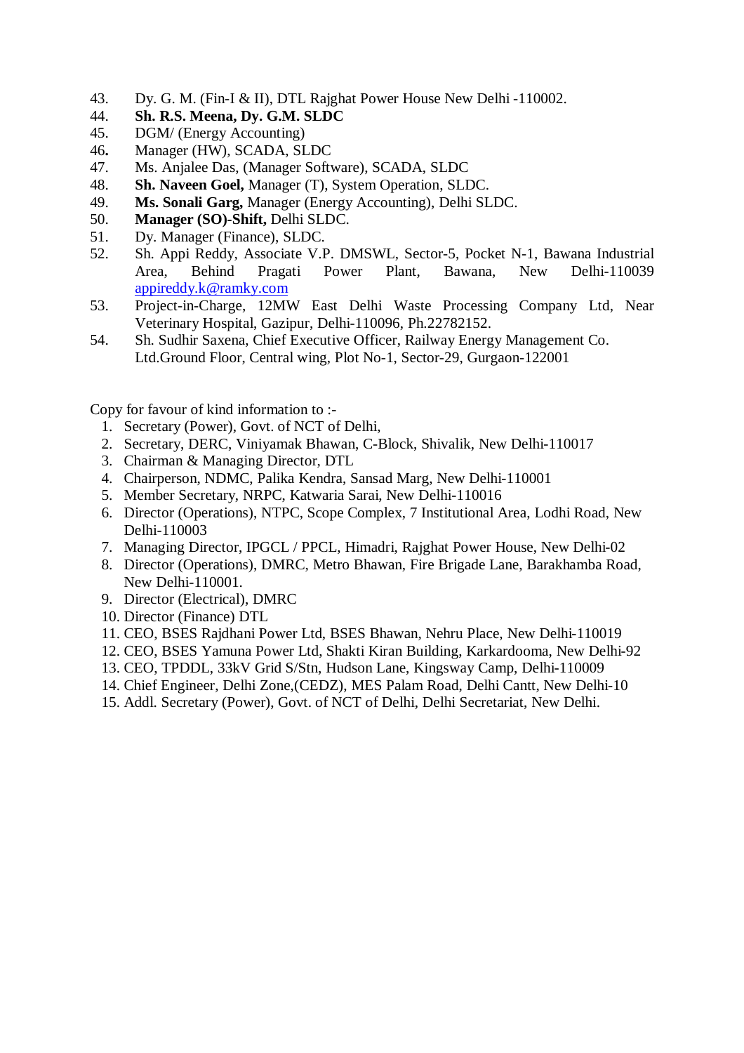43. Dy. G. M. (Fin-I & II), DTL Rajghat Power House New Delhi -110002.
44. **Sh. R.S. Meena, Dy. G.M. SLDC**
45. DGM/ (Energy Accounting)
46. Manager (HW), SCADA, SLDC
47. Ms. Anjalee Das, (Manager Software), SCADA, SLDC
48. **Sh. Naveen Goel,** Manager (T), System Operation, SLDC.
49. **Ms. Sonali Garg,** Manager (Energy Accounting), Delhi SLDC.
50. **Manager (SO)-Shift,** Delhi SLDC.
51. Dy. Manager (Finance), SLDC.
52. Sh. Appi Reddy, Associate V.P. DMSWL, Sector-5, Pocket N-1, Bawana Industrial Area, Behind Pragati Power Plant, Bawana, New Delhi-110039 appireddy.k@ramky.com
53. Project-in-Charge, 12MW East Delhi Waste Processing Company Ltd, Near Veterinary Hospital, Gazipur, Delhi-110096, Ph.22782152.
54. Sh. Sudhir Saxena, Chief Executive Officer, Railway Energy Management Co. Ltd.Ground Floor, Central wing, Plot No-1, Sector-29, Gurgaon-122001

Copy for favour of kind information to :-

1. Secretary (Power), Govt. of NCT of Delhi,
2. Secretary, DERC, Viniyamak Bhawan, C-Block, Shivalik, New Delhi-110017
3. Chairman & Managing Director, DTL
4. Chairperson, NDMC, Palika Kendra, Sansad Marg, New Delhi-110001
5. Member Secretary, NRPC, Katwaria Sarai, New Delhi-110016
6. Director (Operations), NTPC, Scope Complex, 7 Institutional Area, Lodhi Road, New Delhi-110003
7. Managing Director, IPGCL / PPCL, Himadri, Rajghat Power House, New Delhi-02
8. Director (Operations), DMRC, Metro Bhawan, Fire Brigade Lane, Barakhamba Road, New Delhi-110001.
9. Director (Electrical), DMRC
10. Director (Finance) DTL
11. CEO, BSES Rajdhani Power Ltd, BSES Bhawan, Nehru Place, New Delhi-110019
12. CEO, BSES Yamuna Power Ltd, Shakti Kiran Building, Karkardooma, New Delhi-92
13. CEO, TPDDL, 33kV Grid S/Stn, Hudson Lane, Kingsway Camp, Delhi-110009
14. Chief Engineer, Delhi Zone,(CEDZ), MES Palam Road, Delhi Cantt, New Delhi-10
15. Addl. Secretary (Power), Govt. of NCT of Delhi, Delhi Secretariat, New Delhi.